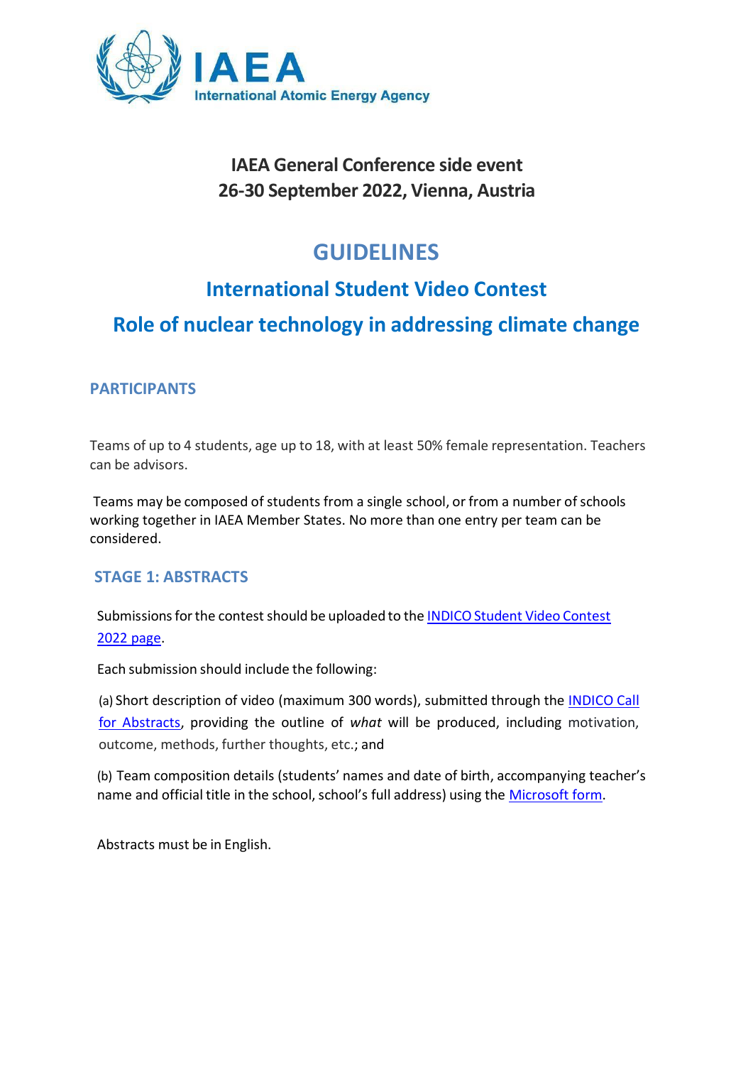IAEA
International Atomic Energy Agency

**IAEA General Conference side event**
**26-30 September 2022, Vienna, Austria**

# GUIDELINES

## International Student Video Contest

## Role of nuclear technology in addressing climate change

### PARTICIPANTS

Teams of up to 4 students, age up to 18, with at least 50% female representation. Teachers can be advisors.

Teams may be composed of students from a single school, or from a number of schools working together in IAEA Member States. No more than one entry per team can be considered.

### STAGE 1: ABSTRACTS

Submissions for the contest should be uploaded to the INDICO Student Video Contest 2022 page.

Each submission should include the following:

(a) Short description of video (maximum 300 words), submitted through the INDICO Call for Abstracts, providing the outline of *what* will be produced, including motivation, outcome, methods, further thoughts, etc.; and

(b) Team composition details (students' names and date of birth, accompanying teacher's name and official title in the school, school's full address) using the Microsoft form.

Abstracts must be in English.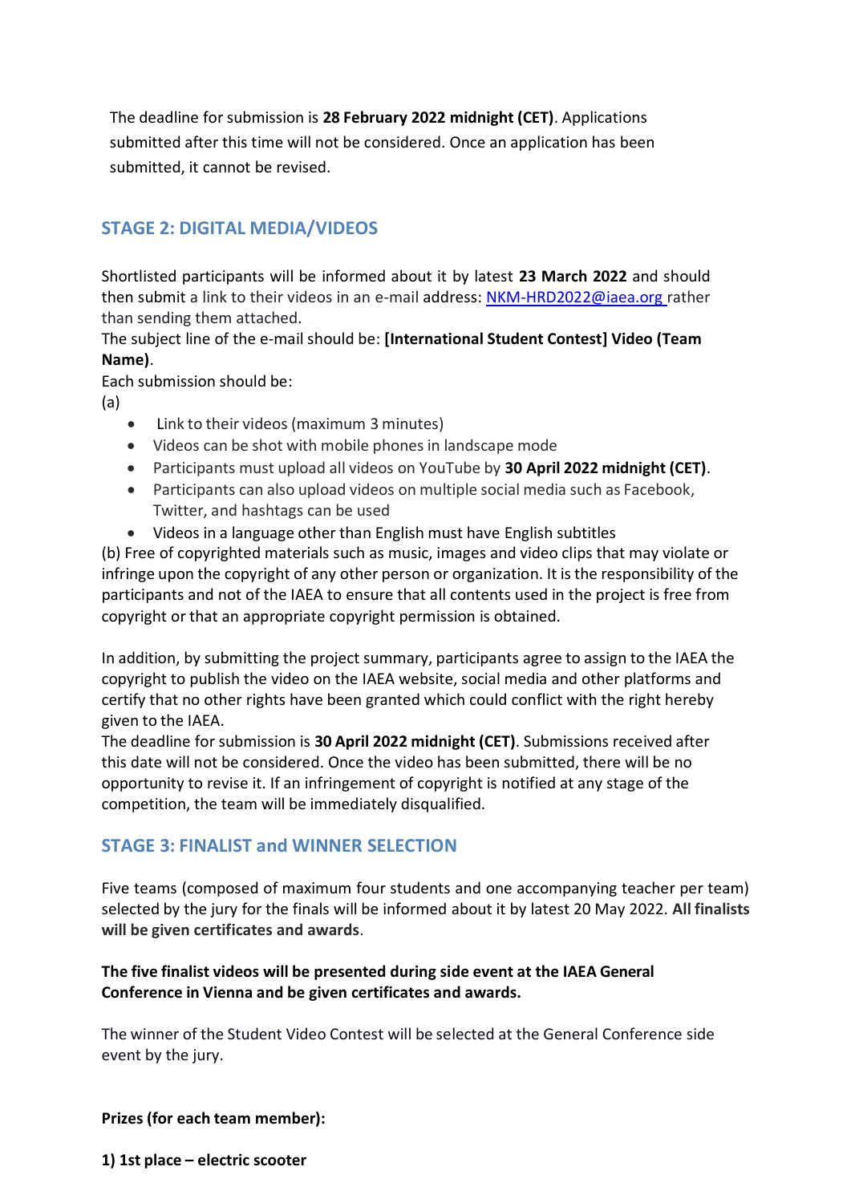The deadline for submission is **28 February 2022 midnight (CET)**. Applications submitted after this time will not be considered. Once an application has been submitted, it cannot be revised.

## STAGE 2: DIGITAL MEDIA/VIDEOS

Shortlisted participants will be informed about it by latest **23 March 2022** and should then submit a link to their videos in an e-mail address: NKM-HRD2022@iaea.org rather than sending them attached.

The subject line of the e-mail should be: **[International Student Contest] Video (Team Name)**.

Each submission should be:

(a)

- Link to their videos (maximum 3 minutes)
- Videos can be shot with mobile phones in landscape mode
- Participants must upload all videos on YouTube by **30 April 2022 midnight (CET)**.
- Participants can also upload videos on multiple social media such as Facebook, Twitter, and hashtags can be used
- Videos in a language other than English must have English subtitles

(b) Free of copyrighted materials such as music, images and video clips that may violate or infringe upon the copyright of any other person or organization. It is the responsibility of the participants and not of the IAEA to ensure that all contents used in the project is free from copyright or that an appropriate copyright permission is obtained.

In addition, by submitting the project summary, participants agree to assign to the IAEA the copyright to publish the video on the IAEA website, social media and other platforms and certify that no other rights have been granted which could conflict with the right hereby given to the IAEA.

The deadline for submission is **30 April 2022 midnight (CET)**. Submissions received after this date will not be considered. Once the video has been submitted, there will be no opportunity to revise it. If an infringement of copyright is notified at any stage of the competition, the team will be immediately disqualified.

## STAGE 3: FINALIST and WINNER SELECTION

Five teams (composed of maximum four students and one accompanying teacher per team) selected by the jury for the finals will be informed about it by latest 20 May 2022. **All finalists will be given certificates and awards**.

**The five finalist videos will be presented during side event at the IAEA General Conference in Vienna and be given certificates and awards.**

The winner of the Student Video Contest will be selected at the General Conference side event by the jury.

**Prizes (for each team member):**

**1) 1st place – electric scooter**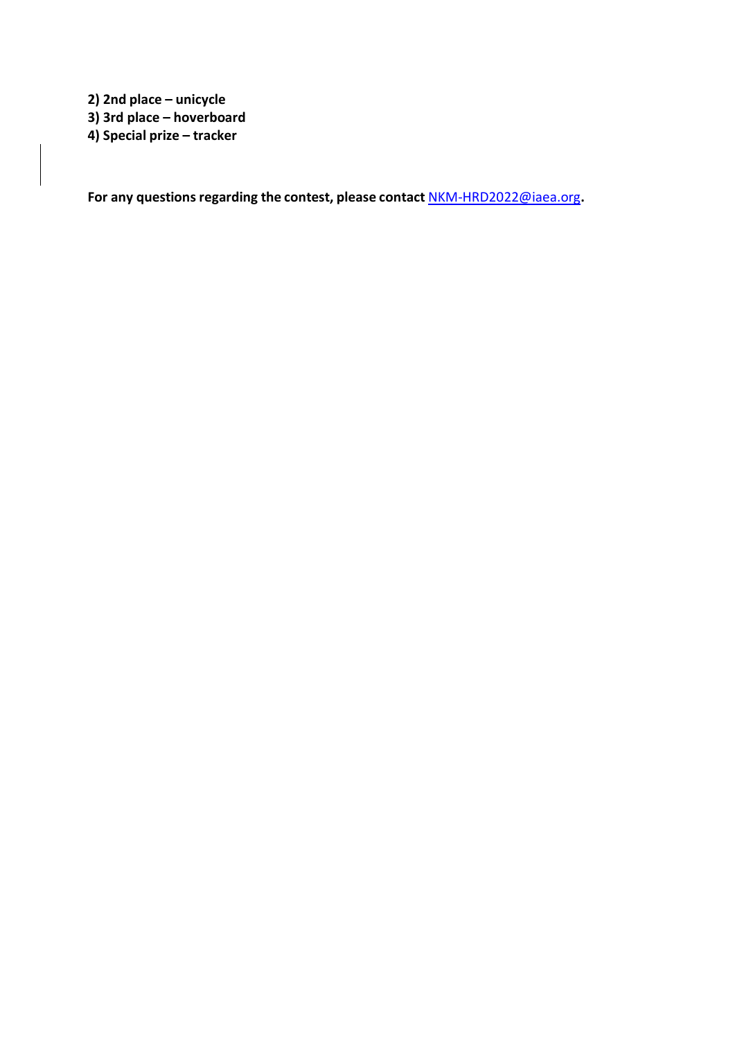**2) 2nd place – unicycle**
**3) 3rd place – hoverboard**
**4) Special prize – tracker**

**For any questions regarding the contest, please contact [NKM-HRD2022@iaea.org](mailto:NKM-HRD2022@iaea.org).**